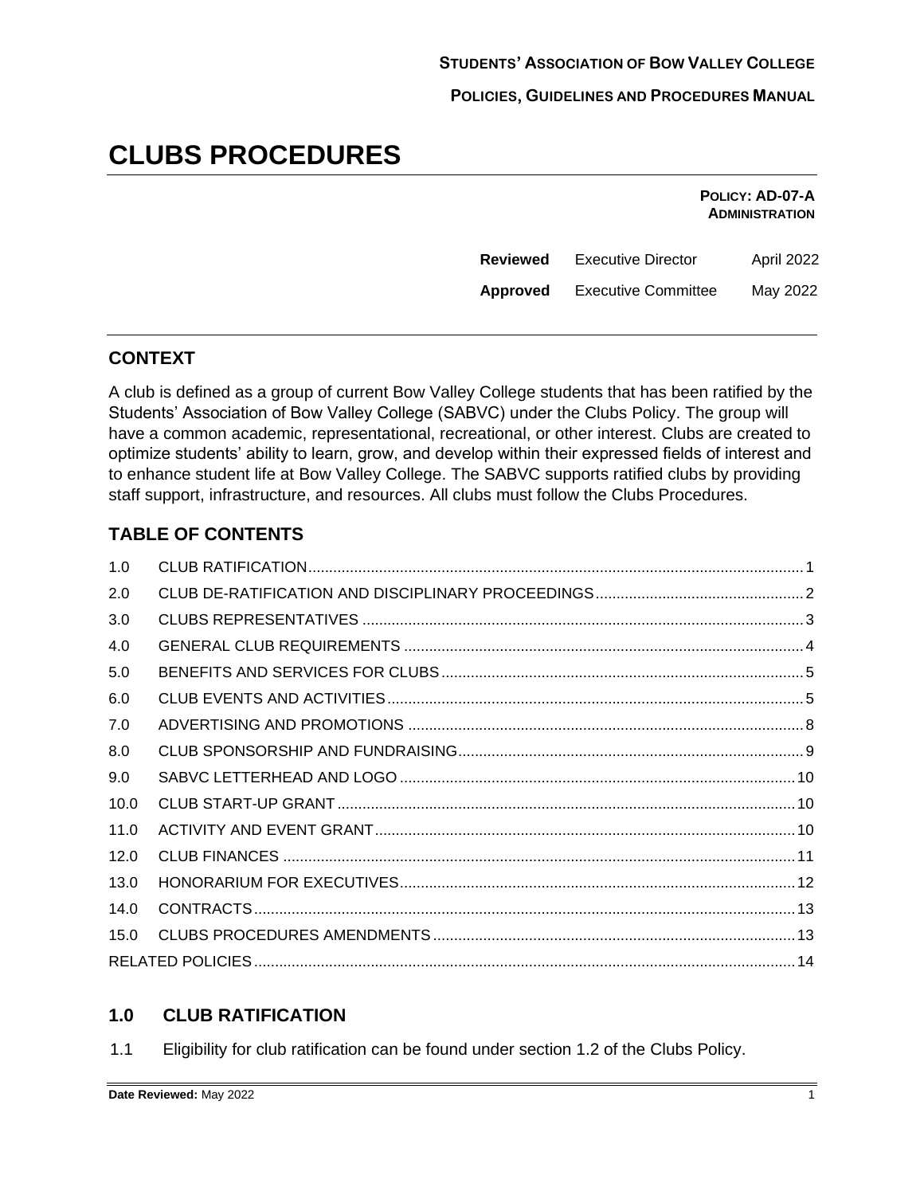**STUDENTS' ASSOCIATION OF BOW VALLEY COLLEGE**

**POLICIES, GUIDELINES AND PROCEDURES MANUAL**

# CLUBS PROCEDURES

**POLICY: AD-07-A**
**ADMINISTRATION**

| | | |
|---|---|---|
| **Reviewed** | Executive Director | April 2022 |
| **Approved** | Executive Committee | May 2022 |

## CONTEXT

A club is defined as a group of current Bow Valley College students that has been ratified by the Students' Association of Bow Valley College (SABVC) under the Clubs Policy. The group will have a common academic, representational, recreational, or other interest. Clubs are created to optimize students' ability to learn, grow, and develop within their expressed fields of interest and to enhance student life at Bow Valley College. The SABVC supports ratified clubs by providing staff support, infrastructure, and resources. All clubs must follow the Clubs Procedures.

## TABLE OF CONTENTS

| | | |
|---|---|---|
| 1.0 | CLUB RATIFICATION | 1 |
| 2.0 | CLUB DE-RATIFICATION AND DISCIPLINARY PROCEEDINGS | 2 |
| 3.0 | CLUBS REPRESENTATIVES | 3 |
| 4.0 | GENERAL CLUB REQUIREMENTS | 4 |
| 5.0 | BENEFITS AND SERVICES FOR CLUBS | 5 |
| 6.0 | CLUB EVENTS AND ACTIVITIES | 5 |
| 7.0 | ADVERTISING AND PROMOTIONS | 8 |
| 8.0 | CLUB SPONSORSHIP AND FUNDRAISING | 9 |
| 9.0 | SABVC LETTERHEAD AND LOGO | 10 |
| 10.0 | CLUB START-UP GRANT | 10 |
| 11.0 | ACTIVITY AND EVENT GRANT | 10 |
| 12.0 | CLUB FINANCES | 11 |
| 13.0 | HONORARIUM FOR EXECUTIVES | 12 |
| 14.0 | CONTRACTS | 13 |
| 15.0 | CLUBS PROCEDURES AMENDMENTS | 13 |
| | RELATED POLICIES | 14 |

## 1.0 CLUB RATIFICATION

1.1 Eligibility for club ratification can be found under section 1.2 of the Clubs Policy.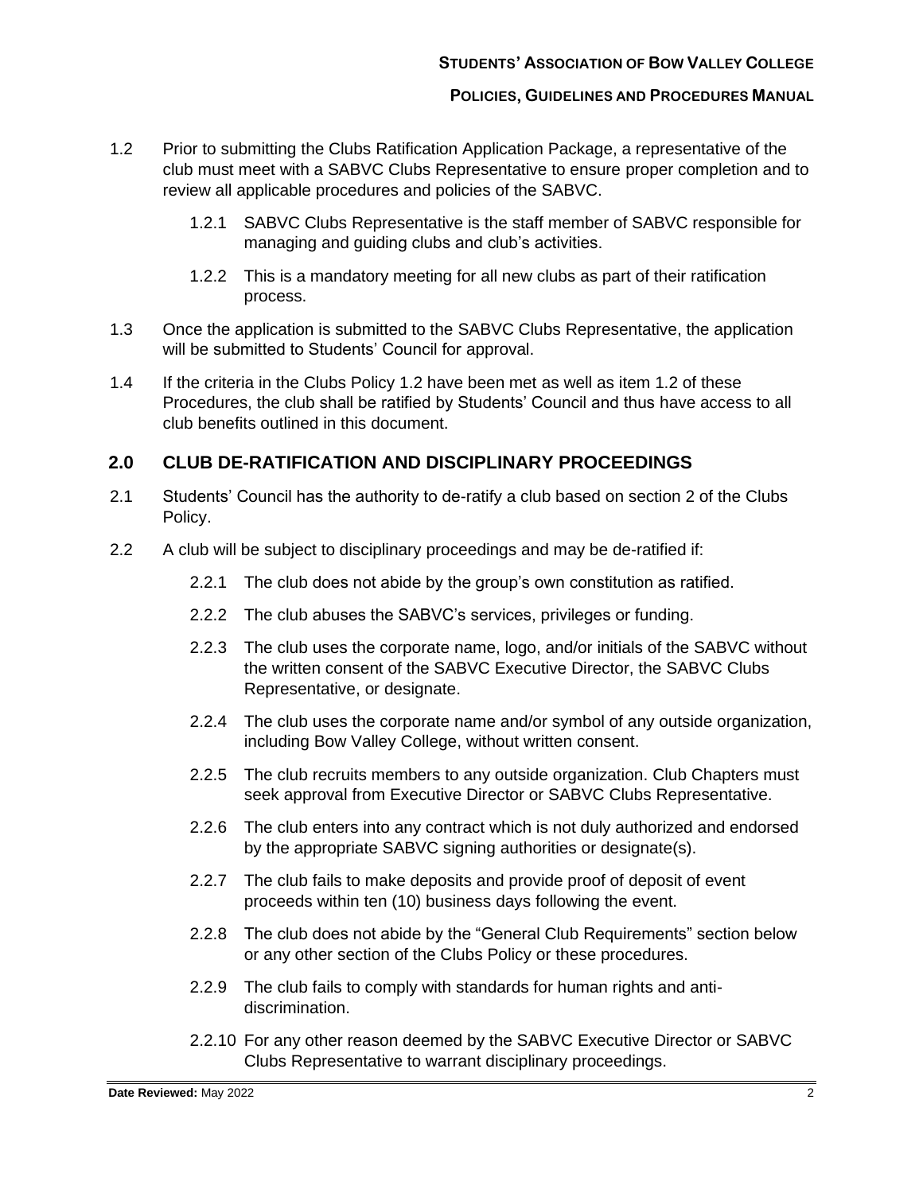1.2 Prior to submitting the Clubs Ratification Application Package, a representative of the club must meet with a SABVC Clubs Representative to ensure proper completion and to review all applicable procedures and policies of the SABVC.

   1.2.1 SABVC Clubs Representative is the staff member of SABVC responsible for managing and guiding clubs and club's activities.

   1.2.2 This is a mandatory meeting for all new clubs as part of their ratification process.

1.3 Once the application is submitted to the SABVC Clubs Representative, the application will be submitted to Students' Council for approval.

1.4 If the criteria in the Clubs Policy 1.2 have been met as well as item 1.2 of these Procedures, the club shall be ratified by Students' Council and thus have access to all club benefits outlined in this document.

## 2.0 CLUB DE-RATIFICATION AND DISCIPLINARY PROCEEDINGS

2.1 Students' Council has the authority to de-ratify a club based on section 2 of the Clubs Policy.

2.2 A club will be subject to disciplinary proceedings and may be de-ratified if:

   2.2.1 The club does not abide by the group's own constitution as ratified.

   2.2.2 The club abuses the SABVC's services, privileges or funding.

   2.2.3 The club uses the corporate name, logo, and/or initials of the SABVC without the written consent of the SABVC Executive Director, the SABVC Clubs Representative, or designate.

   2.2.4 The club uses the corporate name and/or symbol of any outside organization, including Bow Valley College, without written consent.

   2.2.5 The club recruits members to any outside organization. Club Chapters must seek approval from Executive Director or SABVC Clubs Representative.

   2.2.6 The club enters into any contract which is not duly authorized and endorsed by the appropriate SABVC signing authorities or designate(s).

   2.2.7 The club fails to make deposits and provide proof of deposit of event proceeds within ten (10) business days following the event.

   2.2.8 The club does not abide by the "General Club Requirements" section below or any other section of the Clubs Policy or these procedures.

   2.2.9 The club fails to comply with standards for human rights and anti-discrimination.

   2.2.10 For any other reason deemed by the SABVC Executive Director or SABVC Clubs Representative to warrant disciplinary proceedings.

**Date Reviewed:** May 2022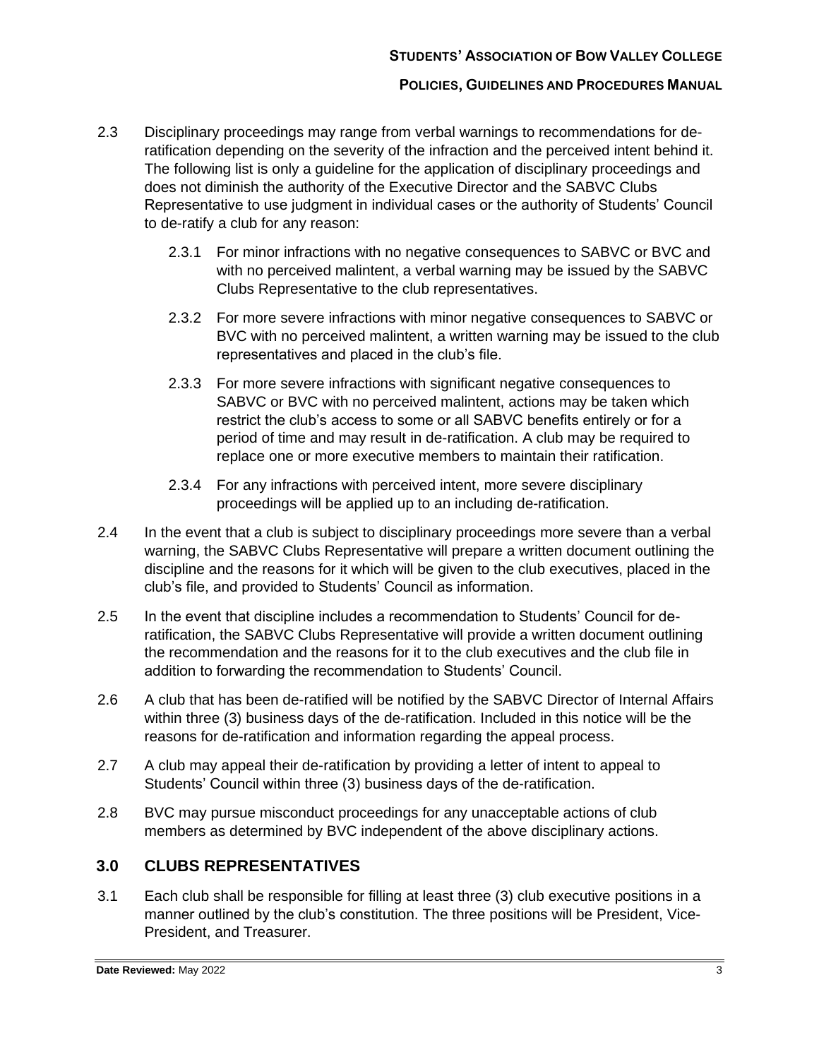2.3 Disciplinary proceedings may range from verbal warnings to recommendations for de-ratification depending on the severity of the infraction and the perceived intent behind it. The following list is only a guideline for the application of disciplinary proceedings and does not diminish the authority of the Executive Director and the SABVC Clubs Representative to use judgment in individual cases or the authority of Students' Council to de-ratify a club for any reason:

   2.3.1 For minor infractions with no negative consequences to SABVC or BVC and with no perceived malintent, a verbal warning may be issued by the SABVC Clubs Representative to the club representatives.

   2.3.2 For more severe infractions with minor negative consequences to SABVC or BVC with no perceived malintent, a written warning may be issued to the club representatives and placed in the club's file.

   2.3.3 For more severe infractions with significant negative consequences to SABVC or BVC with no perceived malintent, actions may be taken which restrict the club's access to some or all SABVC benefits entirely or for a period of time and may result in de-ratification. A club may be required to replace one or more executive members to maintain their ratification.

   2.3.4 For any infractions with perceived intent, more severe disciplinary proceedings will be applied up to an including de-ratification.

2.4 In the event that a club is subject to disciplinary proceedings more severe than a verbal warning, the SABVC Clubs Representative will prepare a written document outlining the discipline and the reasons for it which will be given to the club executives, placed in the club's file, and provided to Students' Council as information.

2.5 In the event that discipline includes a recommendation to Students' Council for de-ratification, the SABVC Clubs Representative will provide a written document outlining the recommendation and the reasons for it to the club executives and the club file in addition to forwarding the recommendation to Students' Council.

2.6 A club that has been de-ratified will be notified by the SABVC Director of Internal Affairs within three (3) business days of the de-ratification. Included in this notice will be the reasons for de-ratification and information regarding the appeal process.

2.7 A club may appeal their de-ratification by providing a letter of intent to appeal to Students' Council within three (3) business days of the de-ratification.

2.8 BVC may pursue misconduct proceedings for any unacceptable actions of club members as determined by BVC independent of the above disciplinary actions.

## 3.0 CLUBS REPRESENTATIVES

3.1 Each club shall be responsible for filling at least three (3) club executive positions in a manner outlined by the club's constitution. The three positions will be President, Vice-President, and Treasurer.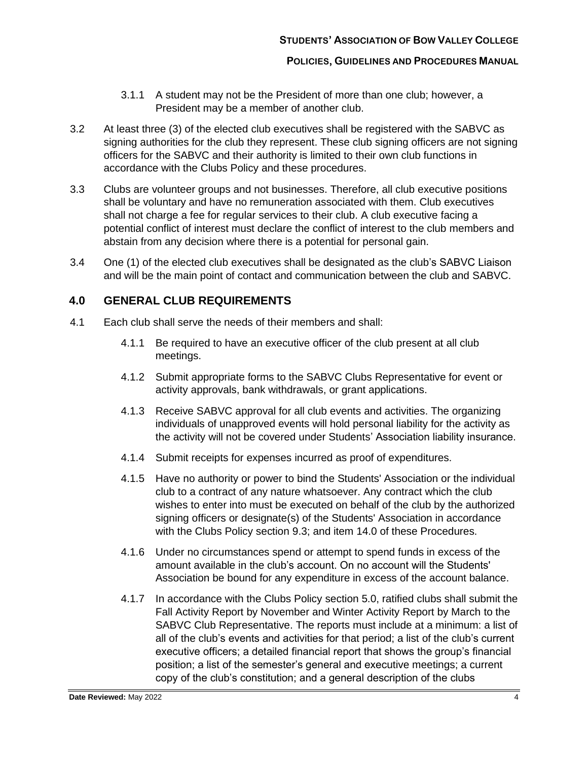3.1.1 A student may not be the President of more than one club; however, a President may be a member of another club.

3.2 At least three (3) of the elected club executives shall be registered with the SABVC as signing authorities for the club they represent. These club signing officers are not signing officers for the SABVC and their authority is limited to their own club functions in accordance with the Clubs Policy and these procedures.

3.3 Clubs are volunteer groups and not businesses. Therefore, all club executive positions shall be voluntary and have no remuneration associated with them. Club executives shall not charge a fee for regular services to their club. A club executive facing a potential conflict of interest must declare the conflict of interest to the club members and abstain from any decision where there is a potential for personal gain.

3.4 One (1) of the elected club executives shall be designated as the club's SABVC Liaison and will be the main point of contact and communication between the club and SABVC.

## 4.0 GENERAL CLUB REQUIREMENTS

4.1 Each club shall serve the needs of their members and shall:

4.1.1 Be required to have an executive officer of the club present at all club meetings.

4.1.2 Submit appropriate forms to the SABVC Clubs Representative for event or activity approvals, bank withdrawals, or grant applications.

4.1.3 Receive SABVC approval for all club events and activities. The organizing individuals of unapproved events will hold personal liability for the activity as the activity will not be covered under Students' Association liability insurance.

4.1.4 Submit receipts for expenses incurred as proof of expenditures.

4.1.5 Have no authority or power to bind the Students' Association or the individual club to a contract of any nature whatsoever. Any contract which the club wishes to enter into must be executed on behalf of the club by the authorized signing officers or designate(s) of the Students' Association in accordance with the Clubs Policy section 9.3; and item 14.0 of these Procedures.

4.1.6 Under no circumstances spend or attempt to spend funds in excess of the amount available in the club's account. On no account will the Students' Association be bound for any expenditure in excess of the account balance.

4.1.7 In accordance with the Clubs Policy section 5.0, ratified clubs shall submit the Fall Activity Report by November and Winter Activity Report by March to the SABVC Club Representative. The reports must include at a minimum: a list of all of the club's events and activities for that period; a list of the club's current executive officers; a detailed financial report that shows the group's financial position; a list of the semester's general and executive meetings; a current copy of the club's constitution; and a general description of the clubs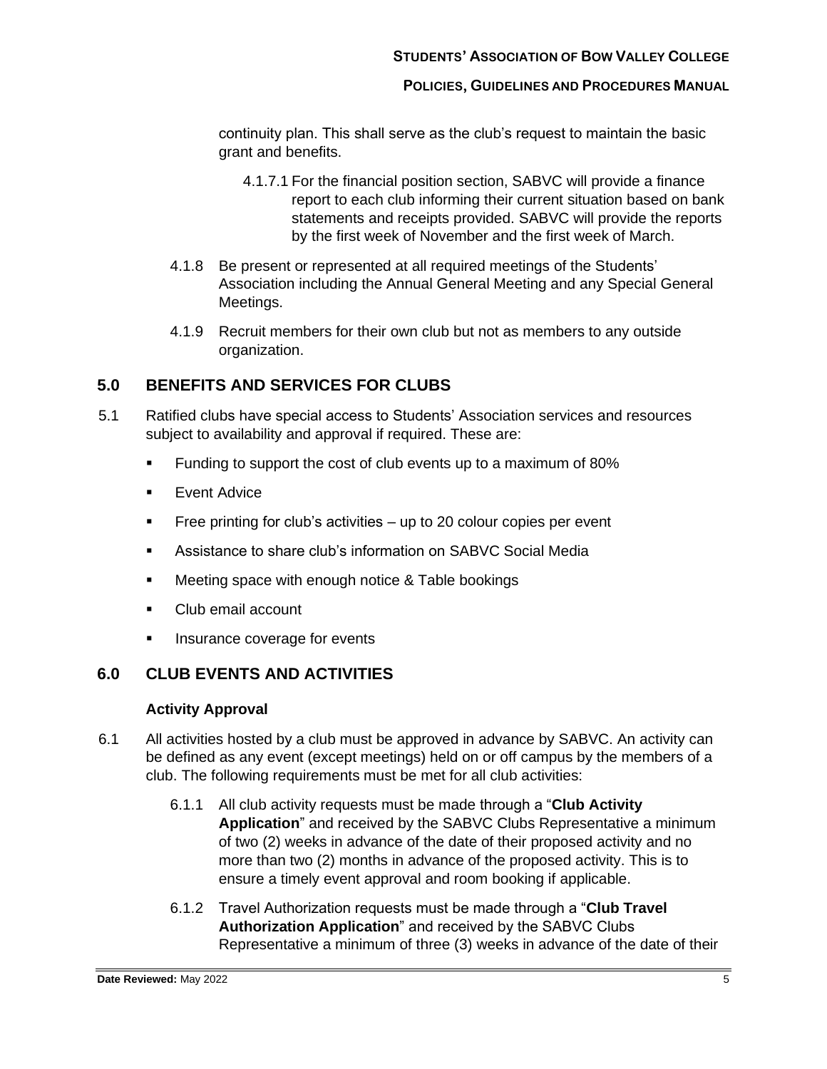continuity plan. This shall serve as the club's request to maintain the basic grant and benefits.

4.1.7.1 For the financial position section, SABVC will provide a finance report to each club informing their current situation based on bank statements and receipts provided. SABVC will provide the reports by the first week of November and the first week of March.

4.1.8 Be present or represented at all required meetings of the Students' Association including the Annual General Meeting and any Special General Meetings.

4.1.9 Recruit members for their own club but not as members to any outside organization.

## 5.0 BENEFITS AND SERVICES FOR CLUBS

5.1 Ratified clubs have special access to Students' Association services and resources subject to availability and approval if required. These are:

- Funding to support the cost of club events up to a maximum of 80%
- Event Advice
- Free printing for club's activities – up to 20 colour copies per event
- Assistance to share club's information on SABVC Social Media
- Meeting space with enough notice & Table bookings
- Club email account
- Insurance coverage for events

## 6.0 CLUB EVENTS AND ACTIVITIES

### Activity Approval

6.1 All activities hosted by a club must be approved in advance by SABVC. An activity can be defined as any event (except meetings) held on or off campus by the members of a club. The following requirements must be met for all club activities:

6.1.1 All club activity requests must be made through a "**Club Activity Application**" and received by the SABVC Clubs Representative a minimum of two (2) weeks in advance of the date of their proposed activity and no more than two (2) months in advance of the proposed activity. This is to ensure a timely event approval and room booking if applicable.

6.1.2 Travel Authorization requests must be made through a "**Club Travel Authorization Application**" and received by the SABVC Clubs Representative a minimum of three (3) weeks in advance of the date of their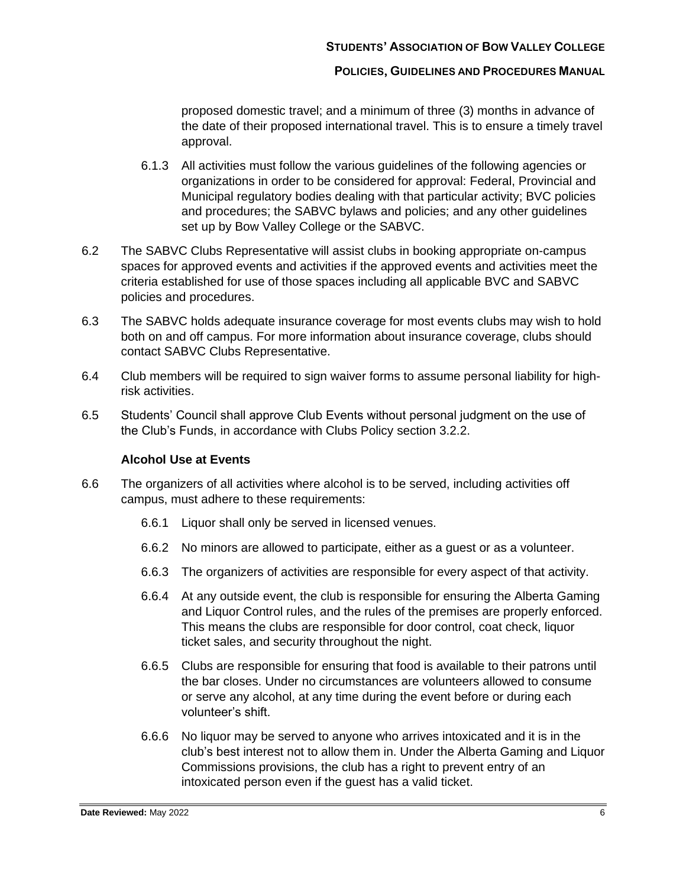proposed domestic travel; and a minimum of three (3) months in advance of the date of their proposed international travel. This is to ensure a timely travel approval.

6.1.3 All activities must follow the various guidelines of the following agencies or organizations in order to be considered for approval: Federal, Provincial and Municipal regulatory bodies dealing with that particular activity; BVC policies and procedures; the SABVC bylaws and policies; and any other guidelines set up by Bow Valley College or the SABVC.

6.2 The SABVC Clubs Representative will assist clubs in booking appropriate on-campus spaces for approved events and activities if the approved events and activities meet the criteria established for use of those spaces including all applicable BVC and SABVC policies and procedures.

6.3 The SABVC holds adequate insurance coverage for most events clubs may wish to hold both on and off campus. For more information about insurance coverage, clubs should contact SABVC Clubs Representative.

6.4 Club members will be required to sign waiver forms to assume personal liability for high-risk activities.

6.5 Students' Council shall approve Club Events without personal judgment on the use of the Club's Funds, in accordance with Clubs Policy section 3.2.2.

**Alcohol Use at Events**

6.6 The organizers of all activities where alcohol is to be served, including activities off campus, must adhere to these requirements:

6.6.1 Liquor shall only be served in licensed venues.

6.6.2 No minors are allowed to participate, either as a guest or as a volunteer.

6.6.3 The organizers of activities are responsible for every aspect of that activity.

6.6.4 At any outside event, the club is responsible for ensuring the Alberta Gaming and Liquor Control rules, and the rules of the premises are properly enforced. This means the clubs are responsible for door control, coat check, liquor ticket sales, and security throughout the night.

6.6.5 Clubs are responsible for ensuring that food is available to their patrons until the bar closes. Under no circumstances are volunteers allowed to consume or serve any alcohol, at any time during the event before or during each volunteer's shift.

6.6.6 No liquor may be served to anyone who arrives intoxicated and it is in the club's best interest not to allow them in. Under the Alberta Gaming and Liquor Commissions provisions, the club has a right to prevent entry of an intoxicated person even if the guest has a valid ticket.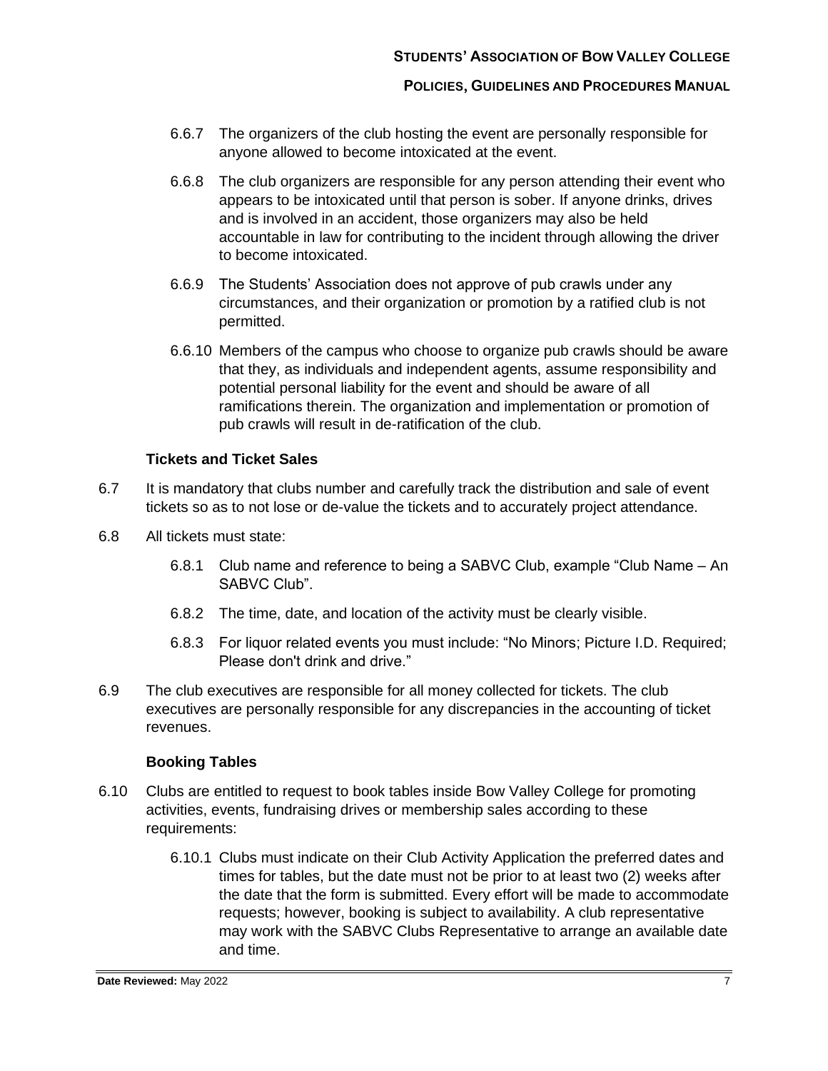6.6.7 The organizers of the club hosting the event are personally responsible for anyone allowed to become intoxicated at the event.

6.6.8 The club organizers are responsible for any person attending their event who appears to be intoxicated until that person is sober. If anyone drinks, drives and is involved in an accident, those organizers may also be held accountable in law for contributing to the incident through allowing the driver to become intoxicated.

6.6.9 The Students' Association does not approve of pub crawls under any circumstances, and their organization or promotion by a ratified club is not permitted.

6.6.10 Members of the campus who choose to organize pub crawls should be aware that they, as individuals and independent agents, assume responsibility and potential personal liability for the event and should be aware of all ramifications therein. The organization and implementation or promotion of pub crawls will result in de-ratification of the club.

**Tickets and Ticket Sales**

6.7 It is mandatory that clubs number and carefully track the distribution and sale of event tickets so as to not lose or de-value the tickets and to accurately project attendance.

6.8 All tickets must state:

6.8.1 Club name and reference to being a SABVC Club, example "Club Name – An SABVC Club".

6.8.2 The time, date, and location of the activity must be clearly visible.

6.8.3 For liquor related events you must include: "No Minors; Picture I.D. Required; Please don't drink and drive."

6.9 The club executives are responsible for all money collected for tickets. The club executives are personally responsible for any discrepancies in the accounting of ticket revenues.

**Booking Tables**

6.10 Clubs are entitled to request to book tables inside Bow Valley College for promoting activities, events, fundraising drives or membership sales according to these requirements:

6.10.1 Clubs must indicate on their Club Activity Application the preferred dates and times for tables, but the date must not be prior to at least two (2) weeks after the date that the form is submitted. Every effort will be made to accommodate requests; however, booking is subject to availability. A club representative may work with the SABVC Clubs Representative to arrange an available date and time.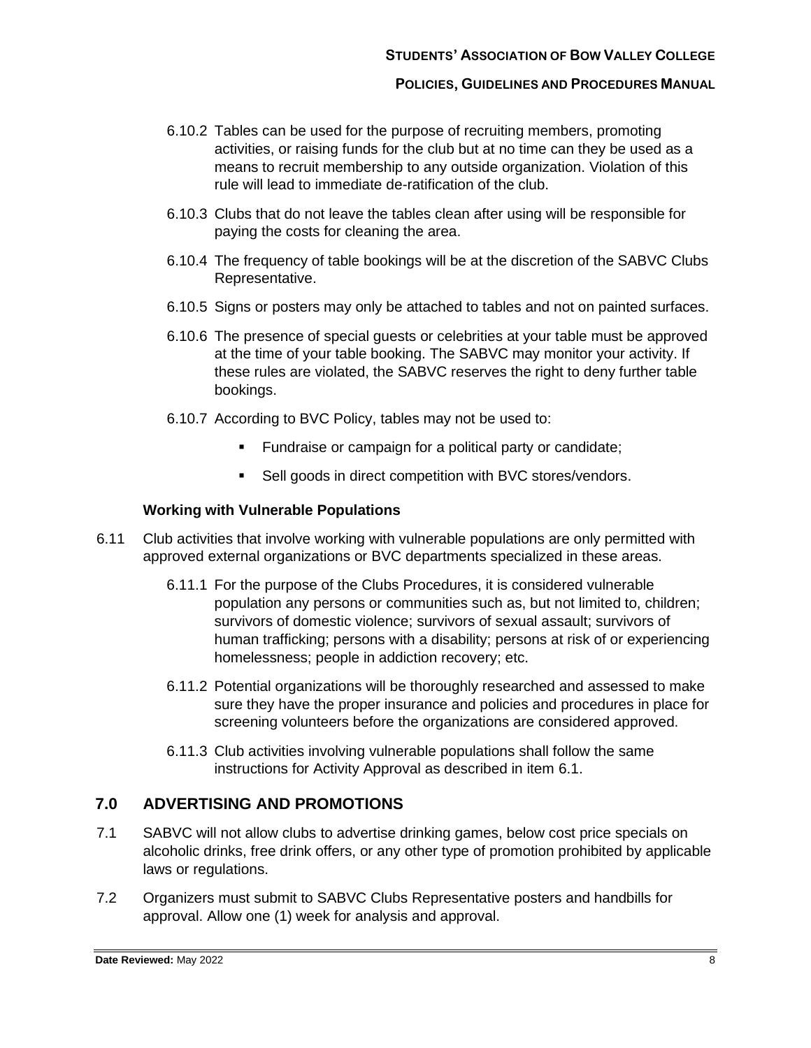6.10.2 Tables can be used for the purpose of recruiting members, promoting activities, or raising funds for the club but at no time can they be used as a means to recruit membership to any outside organization. Violation of this rule will lead to immediate de-ratification of the club.

6.10.3 Clubs that do not leave the tables clean after using will be responsible for paying the costs for cleaning the area.

6.10.4 The frequency of table bookings will be at the discretion of the SABVC Clubs Representative.

6.10.5 Signs or posters may only be attached to tables and not on painted surfaces.

6.10.6 The presence of special guests or celebrities at your table must be approved at the time of your table booking. The SABVC may monitor your activity. If these rules are violated, the SABVC reserves the right to deny further table bookings.

6.10.7 According to BVC Policy, tables may not be used to:

- Fundraise or campaign for a political party or candidate;
- Sell goods in direct competition with BVC stores/vendors.

**Working with Vulnerable Populations**

6.11 Club activities that involve working with vulnerable populations are only permitted with approved external organizations or BVC departments specialized in these areas.

6.11.1 For the purpose of the Clubs Procedures, it is considered vulnerable population any persons or communities such as, but not limited to, children; survivors of domestic violence; survivors of sexual assault; survivors of human trafficking; persons with a disability; persons at risk of or experiencing homelessness; people in addiction recovery; etc.

6.11.2 Potential organizations will be thoroughly researched and assessed to make sure they have the proper insurance and policies and procedures in place for screening volunteers before the organizations are considered approved.

6.11.3 Club activities involving vulnerable populations shall follow the same instructions for Activity Approval as described in item 6.1.

## 7.0 ADVERTISING AND PROMOTIONS

7.1 SABVC will not allow clubs to advertise drinking games, below cost price specials on alcoholic drinks, free drink offers, or any other type of promotion prohibited by applicable laws or regulations.

7.2 Organizers must submit to SABVC Clubs Representative posters and handbills for approval. Allow one (1) week for analysis and approval.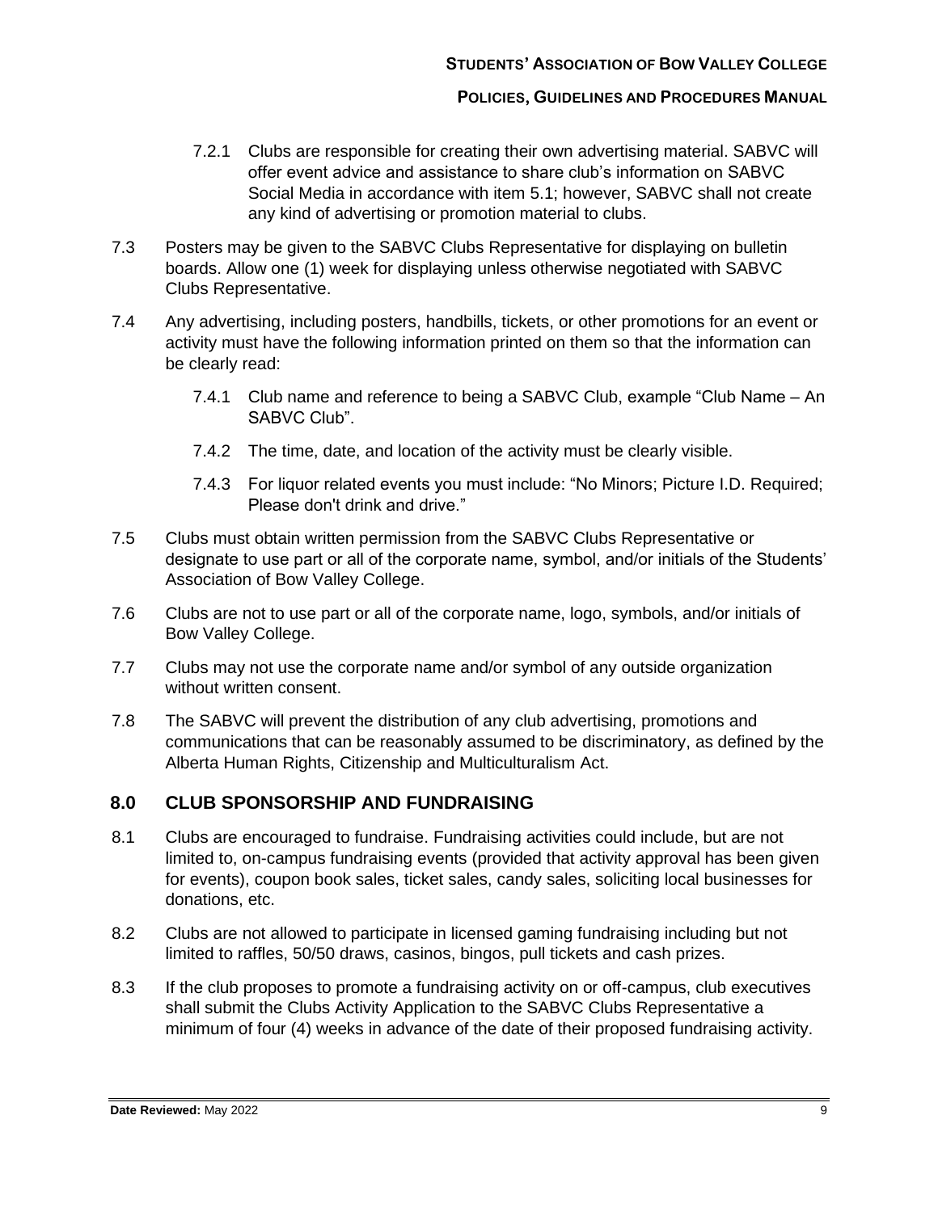7.2.1 Clubs are responsible for creating their own advertising material. SABVC will offer event advice and assistance to share club's information on SABVC Social Media in accordance with item 5.1; however, SABVC shall not create any kind of advertising or promotion material to clubs.

7.3 Posters may be given to the SABVC Clubs Representative for displaying on bulletin boards. Allow one (1) week for displaying unless otherwise negotiated with SABVC Clubs Representative.

7.4 Any advertising, including posters, handbills, tickets, or other promotions for an event or activity must have the following information printed on them so that the information can be clearly read:

7.4.1 Club name and reference to being a SABVC Club, example "Club Name – An SABVC Club".

7.4.2 The time, date, and location of the activity must be clearly visible.

7.4.3 For liquor related events you must include: "No Minors; Picture I.D. Required; Please don't drink and drive."

7.5 Clubs must obtain written permission from the SABVC Clubs Representative or designate to use part or all of the corporate name, symbol, and/or initials of the Students' Association of Bow Valley College.

7.6 Clubs are not to use part or all of the corporate name, logo, symbols, and/or initials of Bow Valley College.

7.7 Clubs may not use the corporate name and/or symbol of any outside organization without written consent.

7.8 The SABVC will prevent the distribution of any club advertising, promotions and communications that can be reasonably assumed to be discriminatory, as defined by the Alberta Human Rights, Citizenship and Multiculturalism Act.

## 8.0 CLUB SPONSORSHIP AND FUNDRAISING

8.1 Clubs are encouraged to fundraise. Fundraising activities could include, but are not limited to, on-campus fundraising events (provided that activity approval has been given for events), coupon book sales, ticket sales, candy sales, soliciting local businesses for donations, etc.

8.2 Clubs are not allowed to participate in licensed gaming fundraising including but not limited to raffles, 50/50 draws, casinos, bingos, pull tickets and cash prizes.

8.3 If the club proposes to promote a fundraising activity on or off-campus, club executives shall submit the Clubs Activity Application to the SABVC Clubs Representative a minimum of four (4) weeks in advance of the date of their proposed fundraising activity.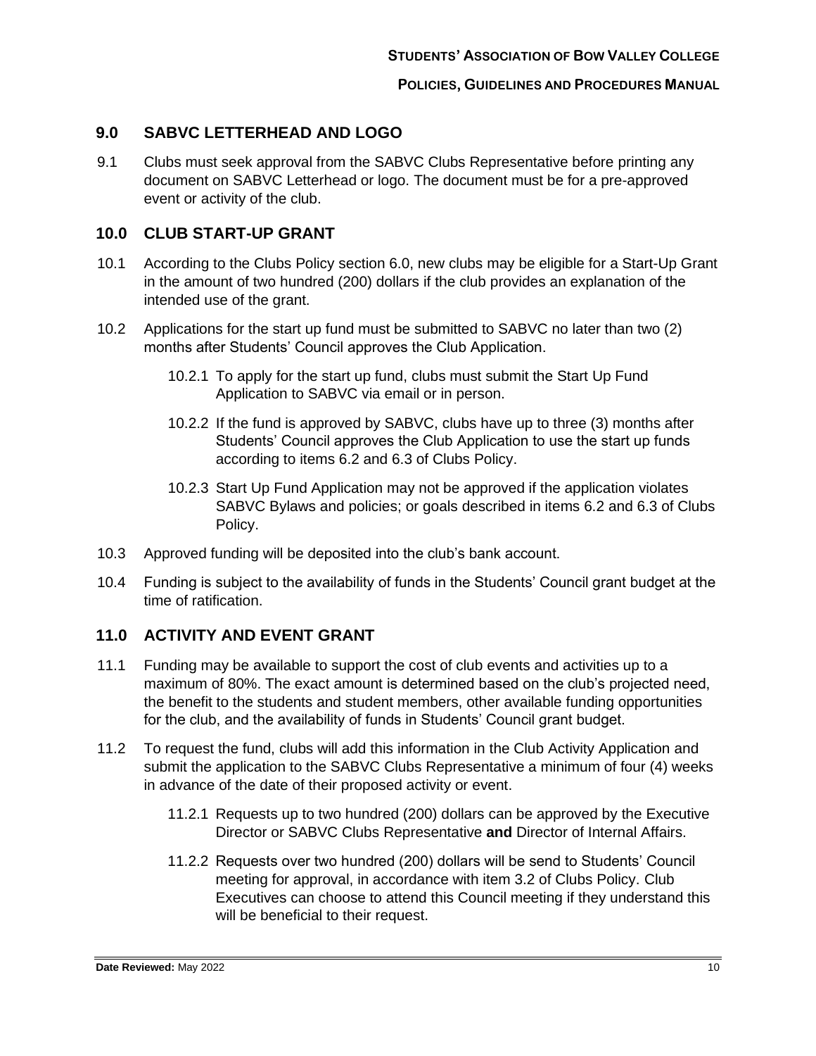## 9.0 SABVC LETTERHEAD AND LOGO

9.1 Clubs must seek approval from the SABVC Clubs Representative before printing any document on SABVC Letterhead or logo. The document must be for a pre-approved event or activity of the club.

## 10.0 CLUB START-UP GRANT

10.1 According to the Clubs Policy section 6.0, new clubs may be eligible for a Start-Up Grant in the amount of two hundred (200) dollars if the club provides an explanation of the intended use of the grant.

10.2 Applications for the start up fund must be submitted to SABVC no later than two (2) months after Students' Council approves the Club Application.

> 10.2.1 To apply for the start up fund, clubs must submit the Start Up Fund Application to SABVC via email or in person.
>
> 10.2.2 If the fund is approved by SABVC, clubs have up to three (3) months after Students' Council approves the Club Application to use the start up funds according to items 6.2 and 6.3 of Clubs Policy.
>
> 10.2.3 Start Up Fund Application may not be approved if the application violates SABVC Bylaws and policies; or goals described in items 6.2 and 6.3 of Clubs Policy.

10.3 Approved funding will be deposited into the club's bank account.

10.4 Funding is subject to the availability of funds in the Students' Council grant budget at the time of ratification.

## 11.0 ACTIVITY AND EVENT GRANT

11.1 Funding may be available to support the cost of club events and activities up to a maximum of 80%. The exact amount is determined based on the club's projected need, the benefit to the students and student members, other available funding opportunities for the club, and the availability of funds in Students' Council grant budget.

11.2 To request the fund, clubs will add this information in the Club Activity Application and submit the application to the SABVC Clubs Representative a minimum of four (4) weeks in advance of the date of their proposed activity or event.

> 11.2.1 Requests up to two hundred (200) dollars can be approved by the Executive Director or SABVC Clubs Representative **and** Director of Internal Affairs.
>
> 11.2.2 Requests over two hundred (200) dollars will be send to Students' Council meeting for approval, in accordance with item 3.2 of Clubs Policy. Club Executives can choose to attend this Council meeting if they understand this will be beneficial to their request.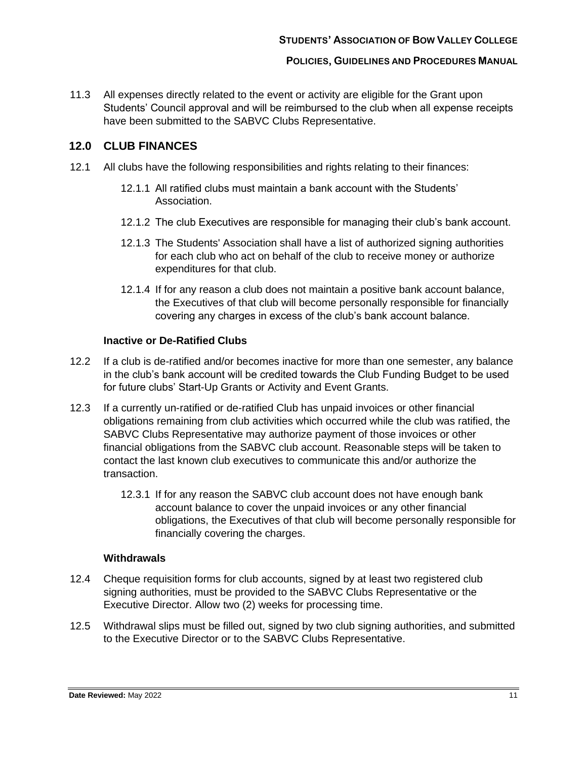11.3 All expenses directly related to the event or activity are eligible for the Grant upon Students' Council approval and will be reimbursed to the club when all expense receipts have been submitted to the SABVC Clubs Representative.

## 12.0 CLUB FINANCES

12.1 All clubs have the following responsibilities and rights relating to their finances:

12.1.1 All ratified clubs must maintain a bank account with the Students' Association.

12.1.2 The club Executives are responsible for managing their club's bank account.

12.1.3 The Students' Association shall have a list of authorized signing authorities for each club who act on behalf of the club to receive money or authorize expenditures for that club.

12.1.4 If for any reason a club does not maintain a positive bank account balance, the Executives of that club will become personally responsible for financially covering any charges in excess of the club's bank account balance.

### Inactive or De-Ratified Clubs

12.2 If a club is de-ratified and/or becomes inactive for more than one semester, any balance in the club's bank account will be credited towards the Club Funding Budget to be used for future clubs' Start-Up Grants or Activity and Event Grants.

12.3 If a currently un-ratified or de-ratified Club has unpaid invoices or other financial obligations remaining from club activities which occurred while the club was ratified, the SABVC Clubs Representative may authorize payment of those invoices or other financial obligations from the SABVC club account. Reasonable steps will be taken to contact the last known club executives to communicate this and/or authorize the transaction.

12.3.1 If for any reason the SABVC club account does not have enough bank account balance to cover the unpaid invoices or any other financial obligations, the Executives of that club will become personally responsible for financially covering the charges.

### Withdrawals

12.4 Cheque requisition forms for club accounts, signed by at least two registered club signing authorities, must be provided to the SABVC Clubs Representative or the Executive Director. Allow two (2) weeks for processing time.

12.5 Withdrawal slips must be filled out, signed by two club signing authorities, and submitted to the Executive Director or to the SABVC Clubs Representative.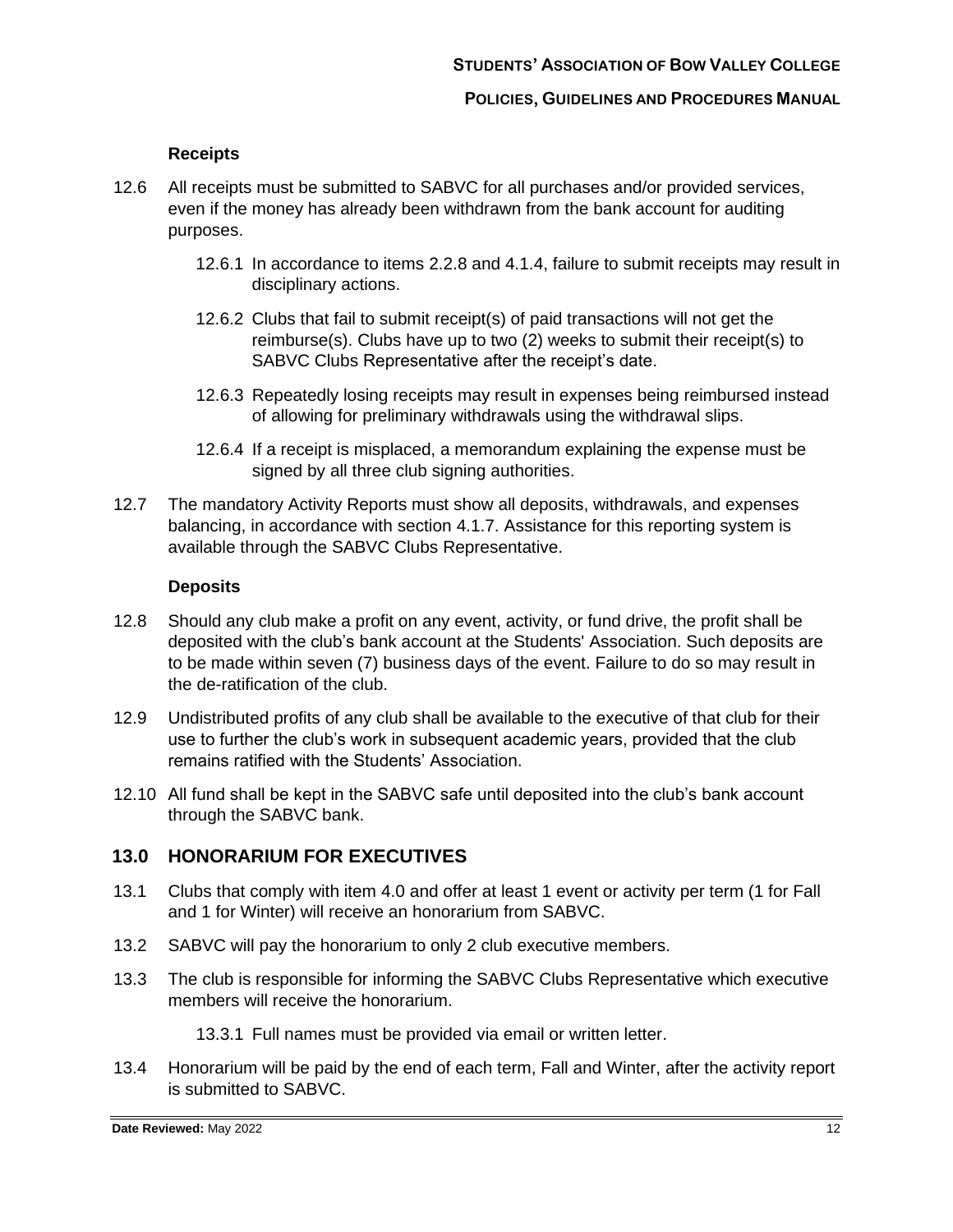### Receipts

12.6 All receipts must be submitted to SABVC for all purchases and/or provided services, even if the money has already been withdrawn from the bank account for auditing purposes.

> 12.6.1 In accordance to items 2.2.8 and 4.1.4, failure to submit receipts may result in disciplinary actions.
>
> 12.6.2 Clubs that fail to submit receipt(s) of paid transactions will not get the reimburse(s). Clubs have up to two (2) weeks to submit their receipt(s) to SABVC Clubs Representative after the receipt's date.
>
> 12.6.3 Repeatedly losing receipts may result in expenses being reimbursed instead of allowing for preliminary withdrawals using the withdrawal slips.
>
> 12.6.4 If a receipt is misplaced, a memorandum explaining the expense must be signed by all three club signing authorities.

12.7 The mandatory Activity Reports must show all deposits, withdrawals, and expenses balancing, in accordance with section 4.1.7. Assistance for this reporting system is available through the SABVC Clubs Representative.

### Deposits

12.8 Should any club make a profit on any event, activity, or fund drive, the profit shall be deposited with the club's bank account at the Students' Association. Such deposits are to be made within seven (7) business days of the event. Failure to do so may result in the de-ratification of the club.

12.9 Undistributed profits of any club shall be available to the executive of that club for their use to further the club's work in subsequent academic years, provided that the club remains ratified with the Students' Association.

12.10 All fund shall be kept in the SABVC safe until deposited into the club's bank account through the SABVC bank.

## 13.0 HONORARIUM FOR EXECUTIVES

13.1 Clubs that comply with item 4.0 and offer at least 1 event or activity per term (1 for Fall and 1 for Winter) will receive an honorarium from SABVC.

13.2 SABVC will pay the honorarium to only 2 club executive members.

13.3 The club is responsible for informing the SABVC Clubs Representative which executive members will receive the honorarium.

> 13.3.1 Full names must be provided via email or written letter.

13.4 Honorarium will be paid by the end of each term, Fall and Winter, after the activity report is submitted to SABVC.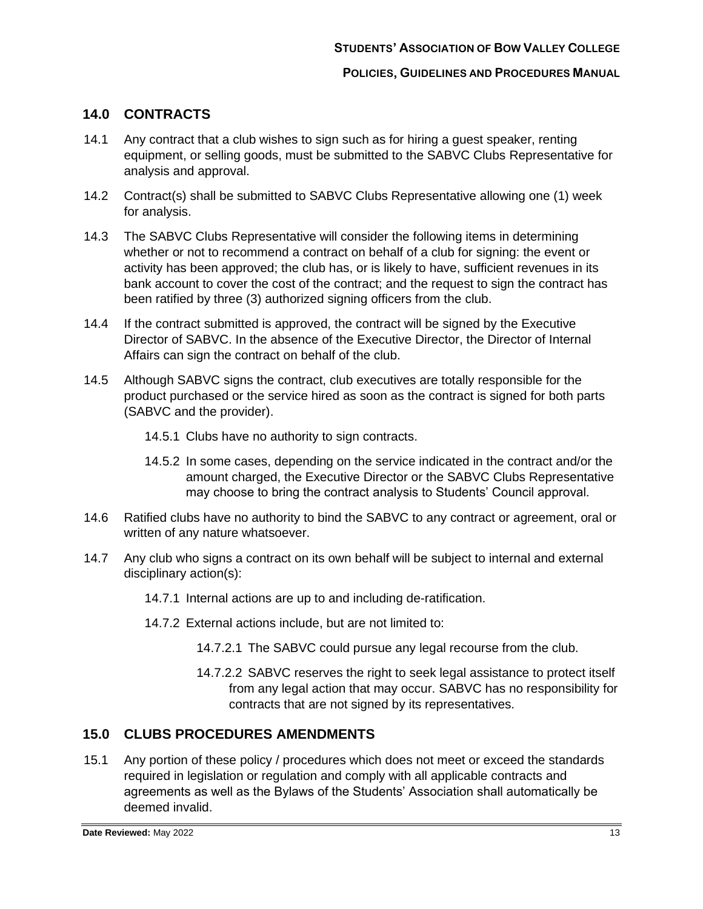## 14.0 CONTRACTS

14.1 Any contract that a club wishes to sign such as for hiring a guest speaker, renting equipment, or selling goods, must be submitted to the SABVC Clubs Representative for analysis and approval.

14.2 Contract(s) shall be submitted to SABVC Clubs Representative allowing one (1) week for analysis.

14.3 The SABVC Clubs Representative will consider the following items in determining whether or not to recommend a contract on behalf of a club for signing: the event or activity has been approved; the club has, or is likely to have, sufficient revenues in its bank account to cover the cost of the contract; and the request to sign the contract has been ratified by three (3) authorized signing officers from the club.

14.4 If the contract submitted is approved, the contract will be signed by the Executive Director of SABVC. In the absence of the Executive Director, the Director of Internal Affairs can sign the contract on behalf of the club.

14.5 Although SABVC signs the contract, club executives are totally responsible for the product purchased or the service hired as soon as the contract is signed for both parts (SABVC and the provider).

- 14.5.1 Clubs have no authority to sign contracts.
- 14.5.2 In some cases, depending on the service indicated in the contract and/or the amount charged, the Executive Director or the SABVC Clubs Representative may choose to bring the contract analysis to Students' Council approval.

14.6 Ratified clubs have no authority to bind the SABVC to any contract or agreement, oral or written of any nature whatsoever.

14.7 Any club who signs a contract on its own behalf will be subject to internal and external disciplinary action(s):

- 14.7.1 Internal actions are up to and including de-ratification.
- 14.7.2 External actions include, but are not limited to:
  - 14.7.2.1 The SABVC could pursue any legal recourse from the club.
  - 14.7.2.2 SABVC reserves the right to seek legal assistance to protect itself from any legal action that may occur. SABVC has no responsibility for contracts that are not signed by its representatives.

## 15.0 CLUBS PROCEDURES AMENDMENTS

15.1 Any portion of these policy / procedures which does not meet or exceed the standards required in legislation or regulation and comply with all applicable contracts and agreements as well as the Bylaws of the Students' Association shall automatically be deemed invalid.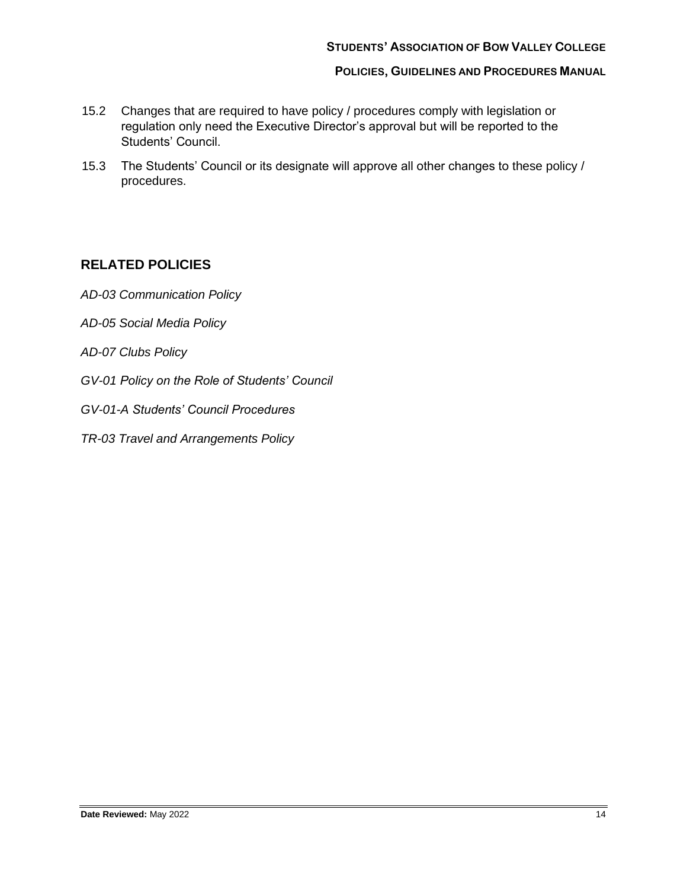15.2 Changes that are required to have policy / procedures comply with legislation or regulation only need the Executive Director's approval but will be reported to the Students' Council.

15.3 The Students' Council or its designate will approve all other changes to these policy / procedures.

## RELATED POLICIES

*AD-03 Communication Policy*

*AD-05 Social Media Policy*

*AD-07 Clubs Policy*

*GV-01 Policy on the Role of Students' Council*

*GV-01-A Students' Council Procedures*

*TR-03 Travel and Arrangements Policy*